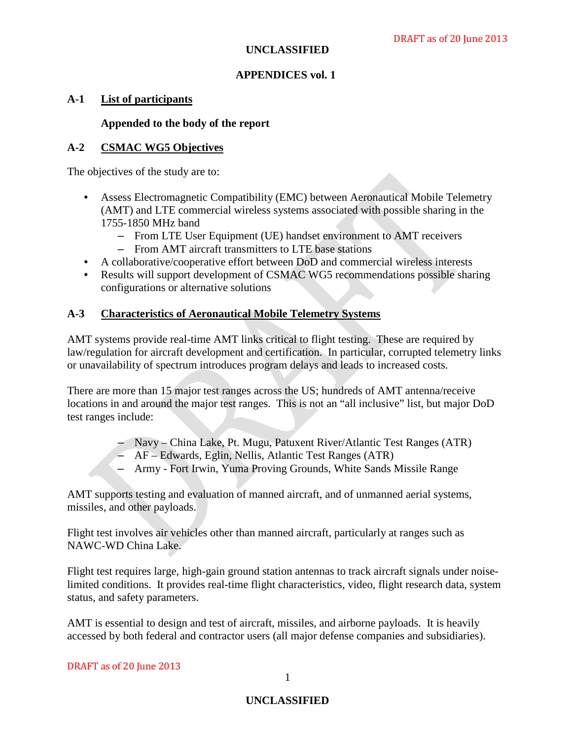# APPENDICES vol. 1

## A-1 List of participants

**Appended to the body of the report**

## A-2 CSMAC WG5 Objectives

The objectives of the study are to:

- Assess Electromagnetic Compatibility (EMC) between Aeronautical Mobile Telemetry (AMT) and LTE commercial wireless systems associated with possible sharing in the 1755-1850 MHz band
  - From LTE User Equipment (UE) handset environment to AMT receivers
  - From AMT aircraft transmitters to LTE base stations
- A collaborative/cooperative effort between DoD and commercial wireless interests
- Results will support development of CSMAC WG5 recommendations possible sharing configurations or alternative solutions

## A-3 Characteristics of Aeronautical Mobile Telemetry Systems

AMT systems provide real-time AMT links critical to flight testing. These are required by law/regulation for aircraft development and certification. In particular, corrupted telemetry links or unavailability of spectrum introduces program delays and leads to increased costs.

There are more than 15 major test ranges across the US; hundreds of AMT antenna/receive locations in and around the major test ranges. This is not an "all inclusive" list, but major DoD test ranges include:

- Navy – China Lake, Pt. Mugu, Patuxent River/Atlantic Test Ranges (ATR)
- AF – Edwards, Eglin, Nellis, Atlantic Test Ranges (ATR)
- Army - Fort Irwin, Yuma Proving Grounds, White Sands Missile Range

AMT supports testing and evaluation of manned aircraft, and of unmanned aerial systems, missiles, and other payloads.

Flight test involves air vehicles other than manned aircraft, particularly at ranges such as NAWC-WD China Lake.

Flight test requires large, high-gain ground station antennas to track aircraft signals under noise-limited conditions. It provides real-time flight characteristics, video, flight research data, system status, and safety parameters.

AMT is essential to design and test of aircraft, missiles, and airborne payloads. It is heavily accessed by both federal and contractor users (all major defense companies and subsidiaries).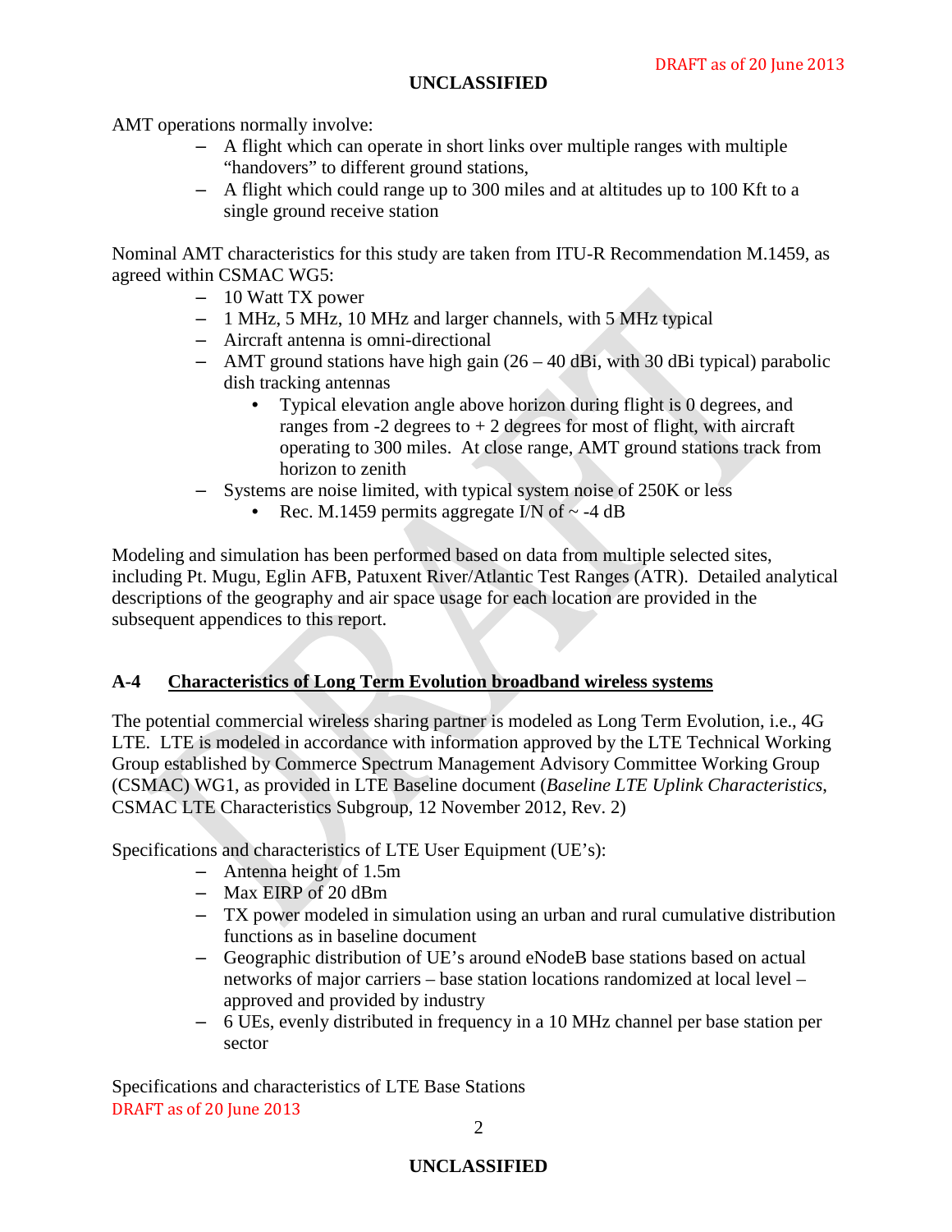AMT operations normally involve:

- A flight which can operate in short links over multiple ranges with multiple "handovers" to different ground stations,
- A flight which could range up to 300 miles and at altitudes up to 100 Kft to a single ground receive station

Nominal AMT characteristics for this study are taken from ITU-R Recommendation M.1459, as agreed within CSMAC WG5:

- 10 Watt TX power
- 1 MHz, 5 MHz, 10 MHz and larger channels, with 5 MHz typical
- Aircraft antenna is omni-directional
- AMT ground stations have high gain (26 – 40 dBi, with 30 dBi typical) parabolic dish tracking antennas
  - Typical elevation angle above horizon during flight is 0 degrees, and ranges from -2 degrees to + 2 degrees for most of flight, with aircraft operating to 300 miles. At close range, AMT ground stations track from horizon to zenith
- Systems are noise limited, with typical system noise of 250K or less
  - Rec. M.1459 permits aggregate I/N of ~ -4 dB

Modeling and simulation has been performed based on data from multiple selected sites, including Pt. Mugu, Eglin AFB, Patuxent River/Atlantic Test Ranges (ATR). Detailed analytical descriptions of the geography and air space usage for each location are provided in the subsequent appendices to this report.

## A-4 Characteristics of Long Term Evolution broadband wireless systems

The potential commercial wireless sharing partner is modeled as Long Term Evolution, i.e., 4G LTE. LTE is modeled in accordance with information approved by the LTE Technical Working Group established by Commerce Spectrum Management Advisory Committee Working Group (CSMAC) WG1, as provided in LTE Baseline document (*Baseline LTE Uplink Characteristics*, CSMAC LTE Characteristics Subgroup, 12 November 2012, Rev. 2)

Specifications and characteristics of LTE User Equipment (UE's):

- Antenna height of 1.5m
- Max EIRP of 20 dBm
- TX power modeled in simulation using an urban and rural cumulative distribution functions as in baseline document
- Geographic distribution of UE's around eNodeB base stations based on actual networks of major carriers – base station locations randomized at local level – approved and provided by industry
- 6 UEs, evenly distributed in frequency in a 10 MHz channel per base station per sector

Specifications and characteristics of LTE Base Stations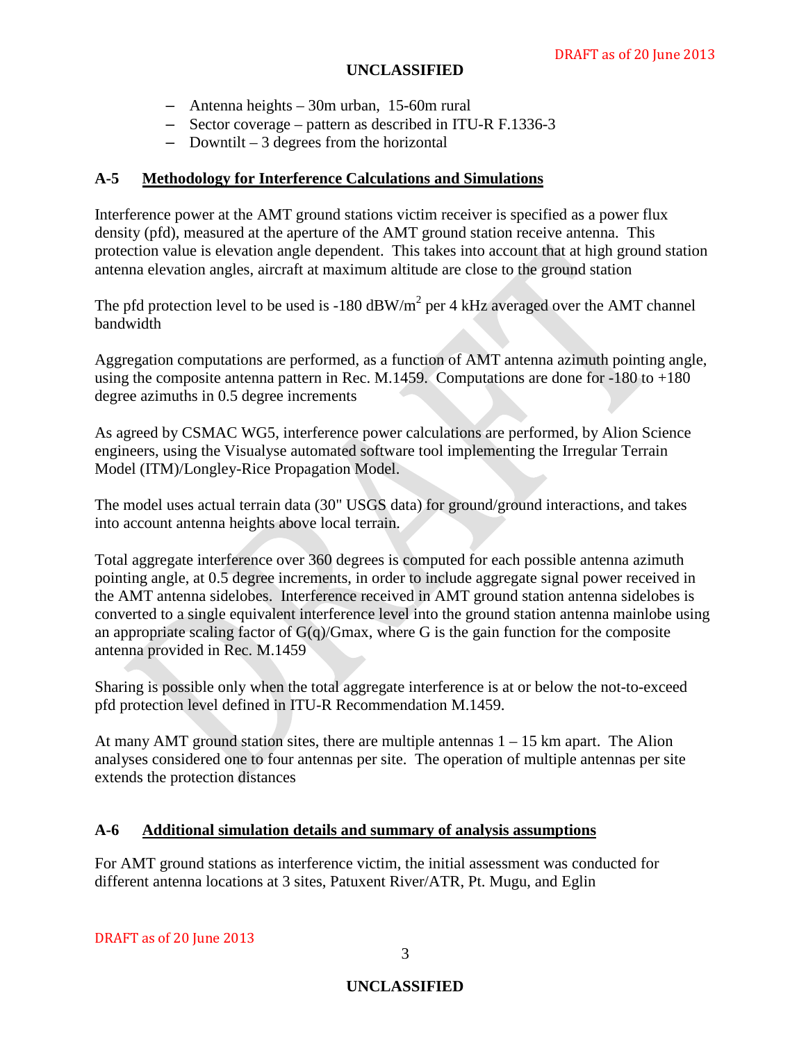- Antenna heights – 30m urban, 15-60m rural
- Sector coverage – pattern as described in ITU-R F.1336-3
- Downtilt – 3 degrees from the horizontal

## A-5 Methodology for Interference Calculations and Simulations

Interference power at the AMT ground stations victim receiver is specified as a power flux density (pfd), measured at the aperture of the AMT ground station receive antenna. This protection value is elevation angle dependent. This takes into account that at high ground station antenna elevation angles, aircraft at maximum altitude are close to the ground station

The pfd protection level to be used is -180 dBW/m$^2$ per 4 kHz averaged over the AMT channel bandwidth

Aggregation computations are performed, as a function of AMT antenna azimuth pointing angle, using the composite antenna pattern in Rec. M.1459. Computations are done for -180 to +180 degree azimuths in 0.5 degree increments

As agreed by CSMAC WG5, interference power calculations are performed, by Alion Science engineers, using the Visualyse automated software tool implementing the Irregular Terrain Model (ITM)/Longley-Rice Propagation Model.

The model uses actual terrain data (30" USGS data) for ground/ground interactions, and takes into account antenna heights above local terrain.

Total aggregate interference over 360 degrees is computed for each possible antenna azimuth pointing angle, at 0.5 degree increments, in order to include aggregate signal power received in the AMT antenna sidelobes. Interference received in AMT ground station antenna sidelobes is converted to a single equivalent interference level into the ground station antenna mainlobe using an appropriate scaling factor of $G(q)/G_{max}$, where G is the gain function for the composite antenna provided in Rec. M.1459

Sharing is possible only when the total aggregate interference is at or below the not-to-exceed pfd protection level defined in ITU-R Recommendation M.1459.

At many AMT ground station sites, there are multiple antennas 1 – 15 km apart. The Alion analyses considered one to four antennas per site. The operation of multiple antennas per site extends the protection distances

## A-6 Additional simulation details and summary of analysis assumptions

For AMT ground stations as interference victim, the initial assessment was conducted for different antenna locations at 3 sites, Patuxent River/ATR, Pt. Mugu, and Eglin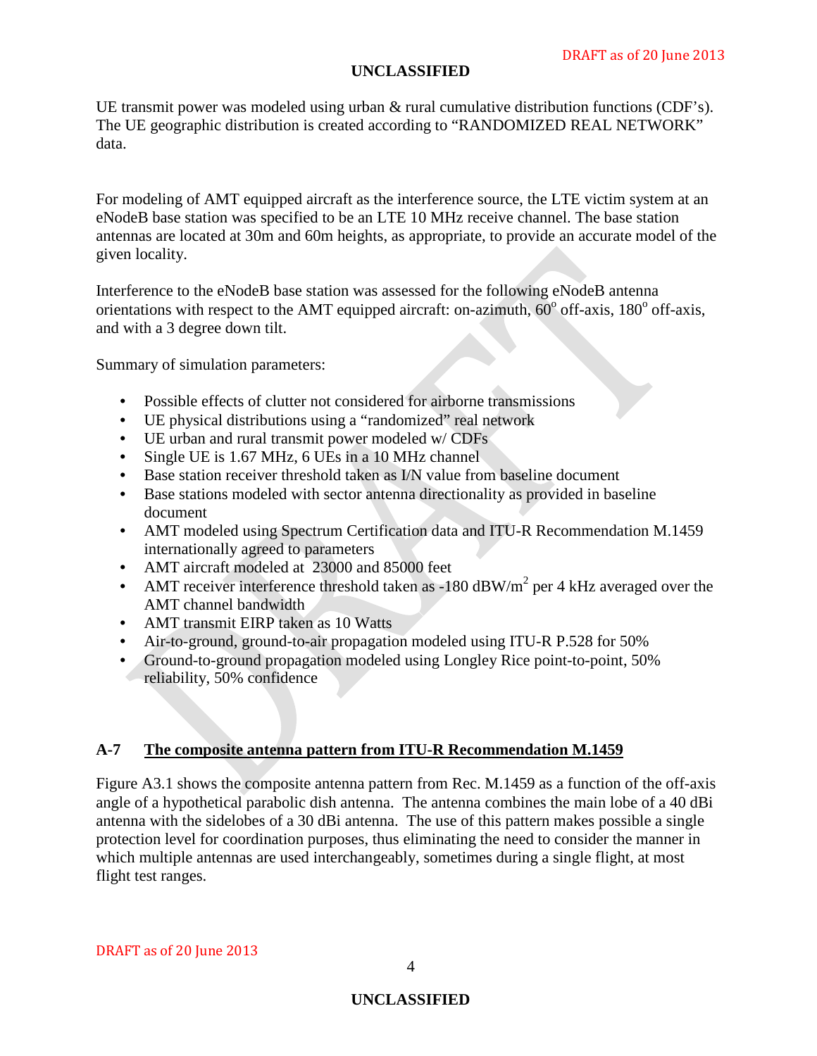UE transmit power was modeled using urban & rural cumulative distribution functions (CDF's). The UE geographic distribution is created according to "RANDOMIZED REAL NETWORK" data.

For modeling of AMT equipped aircraft as the interference source, the LTE victim system at an eNodeB base station was specified to be an LTE 10 MHz receive channel. The base station antennas are located at 30m and 60m heights, as appropriate, to provide an accurate model of the given locality.

Interference to the eNodeB base station was assessed for the following eNodeB antenna orientations with respect to the AMT equipped aircraft: on-azimuth, 60° off-axis, 180° off-axis, and with a 3 degree down tilt.

Summary of simulation parameters:

- Possible effects of clutter not considered for airborne transmissions
- UE physical distributions using a "randomized" real network
- UE urban and rural transmit power modeled w/ CDFs
- Single UE is 1.67 MHz, 6 UEs in a 10 MHz channel
- Base station receiver threshold taken as I/N value from baseline document
- Base stations modeled with sector antenna directionality as provided in baseline document
- AMT modeled using Spectrum Certification data and ITU-R Recommendation M.1459 internationally agreed to parameters
- AMT aircraft modeled at 23000 and 85000 feet
- AMT receiver interference threshold taken as -180 dBW/m$^2$ per 4 kHz averaged over the AMT channel bandwidth
- AMT transmit EIRP taken as 10 Watts
- Air-to-ground, ground-to-air propagation modeled using ITU-R P.528 for 50%
- Ground-to-ground propagation modeled using Longley Rice point-to-point, 50% reliability, 50% confidence

## A-7 The composite antenna pattern from ITU-R Recommendation M.1459

Figure A3.1 shows the composite antenna pattern from Rec. M.1459 as a function of the off-axis angle of a hypothetical parabolic dish antenna. The antenna combines the main lobe of a 40 dBi antenna with the sidelobes of a 30 dBi antenna. The use of this pattern makes possible a single protection level for coordination purposes, thus eliminating the need to consider the manner in which multiple antennas are used interchangeably, sometimes during a single flight, at most flight test ranges.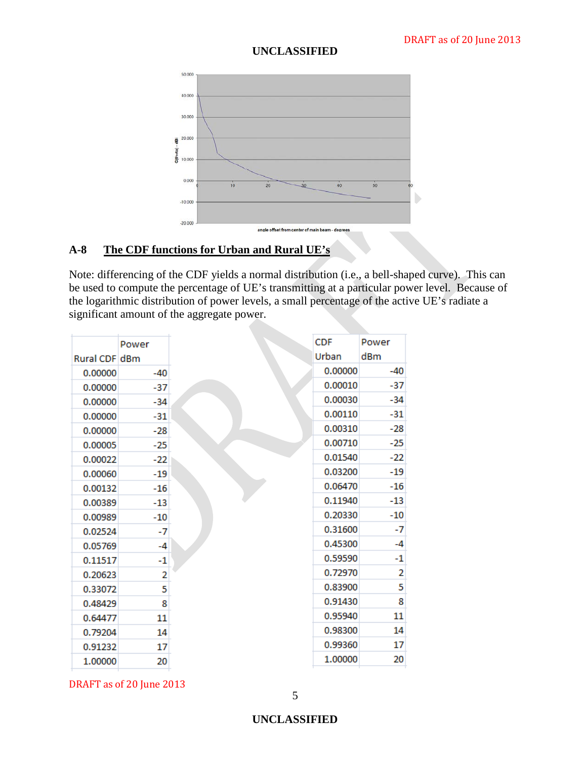## A-8 The CDF functions for Urban and Rural UE's

Note: differencing of the CDF yields a normal distribution (i.e., a bell-shaped curve). This can be used to compute the percentage of UE's transmitting at a particular power level. Because of the logarithmic distribution of power levels, a small percentage of the active UE's radiate a significant amount of the aggregate power.

| Rural CDF | Power dBm |
|---|---|
| 0.00000 | -40 |
| 0.00000 | -37 |
| 0.00000 | -34 |
| 0.00000 | -31 |
| 0.00000 | -28 |
| 0.00005 | -25 |
| 0.00022 | -22 |
| 0.00060 | -19 |
| 0.00132 | -16 |
| 0.00389 | -13 |
| 0.00989 | -10 |
| 0.02524 | -7 |
| 0.05769 | -4 |
| 0.11517 | -1 |
| 0.20623 | 2 |
| 0.33072 | 5 |
| 0.48429 | 8 |
| 0.64477 | 11 |
| 0.79204 | 14 |
| 0.91232 | 17 |
| 1.00000 | 20 |

| CDF Urban | Power dBm |
|---|---|
| 0.00000 | -40 |
| 0.00010 | -37 |
| 0.00030 | -34 |
| 0.00110 | -31 |
| 0.00310 | -28 |
| 0.00710 | -25 |
| 0.01540 | -22 |
| 0.03200 | -19 |
| 0.06470 | -16 |
| 0.11940 | -13 |
| 0.20330 | -10 |
| 0.31600 | -7 |
| 0.45300 | -4 |
| 0.59590 | -1 |
| 0.72970 | 2 |
| 0.83900 | 5 |
| 0.91430 | 8 |
| 0.95940 | 11 |
| 0.98300 | 14 |
| 0.99360 | 17 |
| 1.00000 | 20 |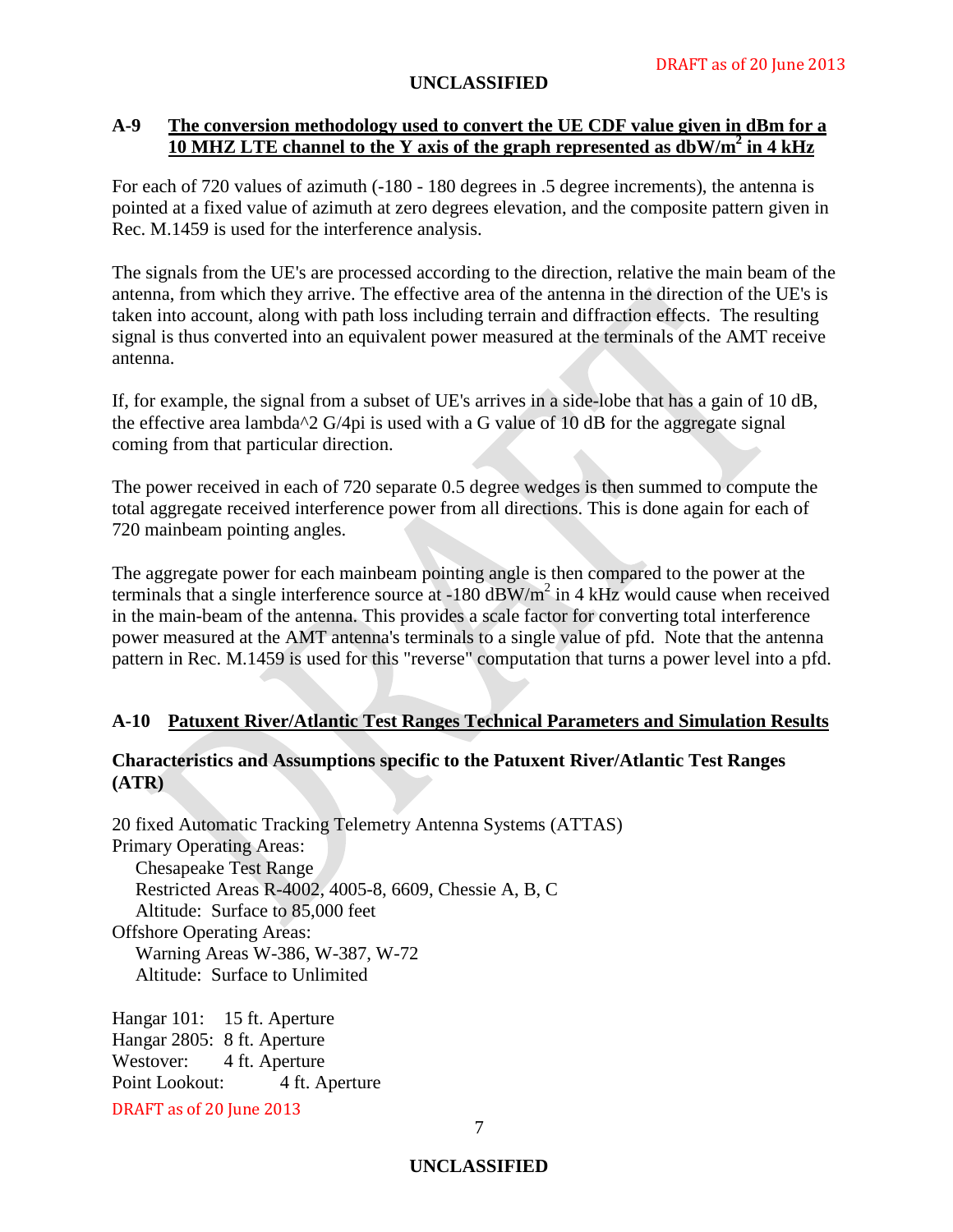## A-9 The conversion methodology used to convert the UE CDF value given in dBm for a 10 MHZ LTE channel to the Y axis of the graph represented as dbW/m$^2$ in 4 kHz

For each of 720 values of azimuth (-180 - 180 degrees in .5 degree increments), the antenna is pointed at a fixed value of azimuth at zero degrees elevation, and the composite pattern given in Rec. M.1459 is used for the interference analysis.

The signals from the UE's are processed according to the direction, relative the main beam of the antenna, from which they arrive. The effective area of the antenna in the direction of the UE's is taken into account, along with path loss including terrain and diffraction effects. The resulting signal is thus converted into an equivalent power measured at the terminals of the AMT receive antenna.

If, for example, the signal from a subset of UE's arrives in a side-lobe that has a gain of 10 dB, the effective area lambda^2 G/4pi is used with a G value of 10 dB for the aggregate signal coming from that particular direction.

The power received in each of 720 separate 0.5 degree wedges is then summed to compute the total aggregate received interference power from all directions. This is done again for each of 720 mainbeam pointing angles.

The aggregate power for each mainbeam pointing angle is then compared to the power at the terminals that a single interference source at -180 dBW/m$^2$ in 4 kHz would cause when received in the main-beam of the antenna. This provides a scale factor for converting total interference power measured at the AMT antenna's terminals to a single value of pfd. Note that the antenna pattern in Rec. M.1459 is used for this "reverse" computation that turns a power level into a pfd.

## A-10 Patuxent River/Atlantic Test Ranges Technical Parameters and Simulation Results

### Characteristics and Assumptions specific to the Patuxent River/Atlantic Test Ranges (ATR)

20 fixed Automatic Tracking Telemetry Antenna Systems (ATTAS)
Primary Operating Areas:
  Chesapeake Test Range
  Restricted Areas R-4002, 4005-8, 6609, Chessie A, B, C
  Altitude: Surface to 85,000 feet
Offshore Operating Areas:
  Warning Areas W-386, W-387, W-72
  Altitude: Surface to Unlimited

Hangar 101: 15 ft. Aperture
Hangar 2805: 8 ft. Aperture
Westover: 4 ft. Aperture
Point Lookout: 4 ft. Aperture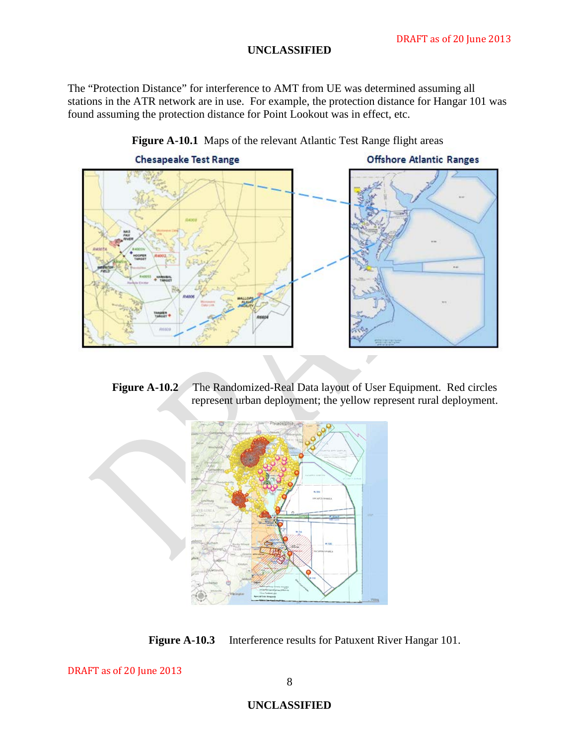The "Protection Distance" for interference to AMT from UE was determined assuming all stations in the ATR network are in use. For example, the protection distance for Hangar 101 was found assuming the protection distance for Point Lookout was in effect, etc.

**Figure A-10.1** Maps of the relevant Atlantic Test Range flight areas

**Figure A-10.2** The Randomized-Real Data layout of User Equipment. Red circles represent urban deployment; the yellow represent rural deployment.

**Figure A-10.3** Interference results for Patuxent River Hangar 101.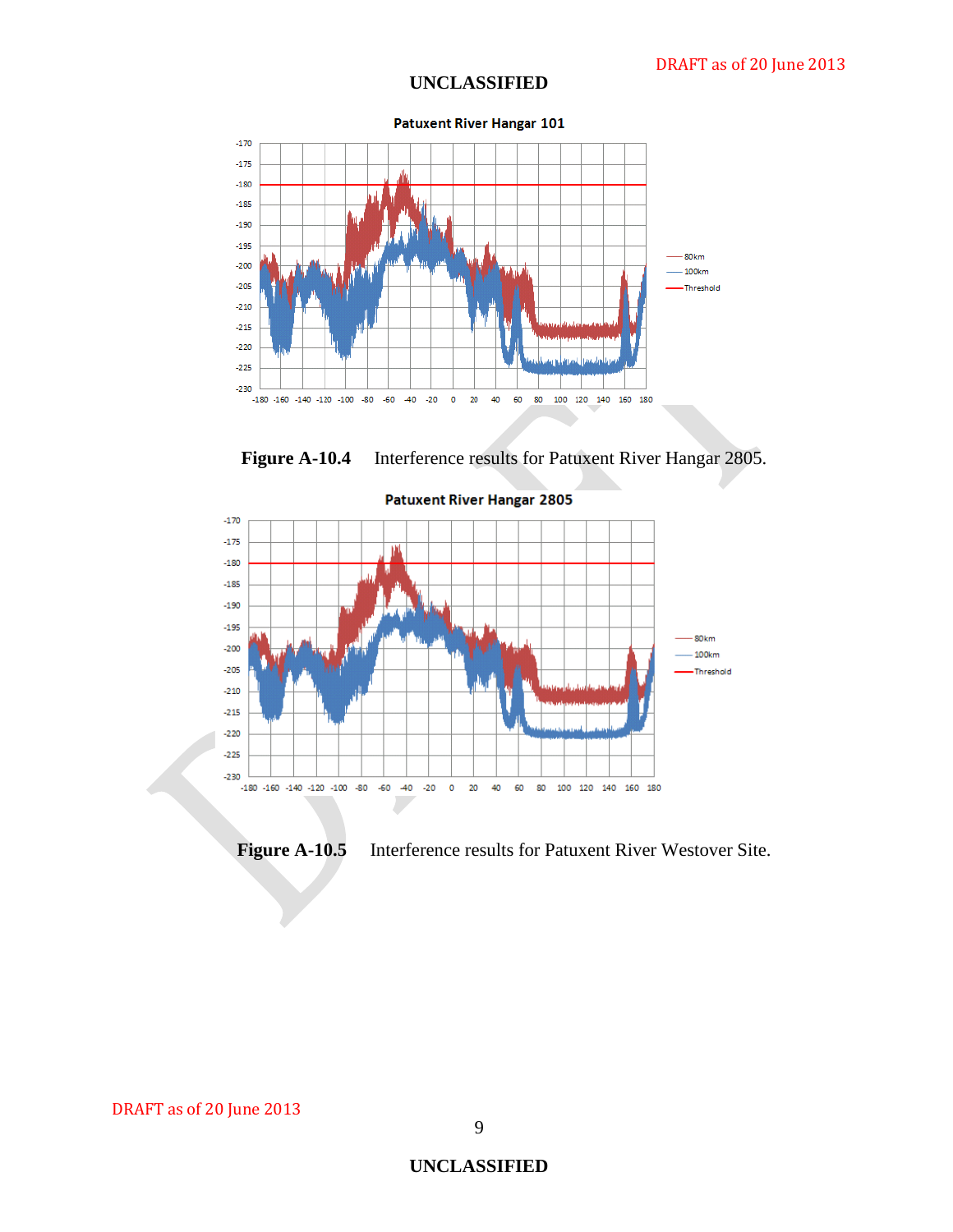**Patuxent River Hangar 101**

**Figure A-10.4** Interference results for Patuxent River Hangar 2805.

**Patuxent River Hangar 2805**

**Figure A-10.5** Interference results for Patuxent River Westover Site.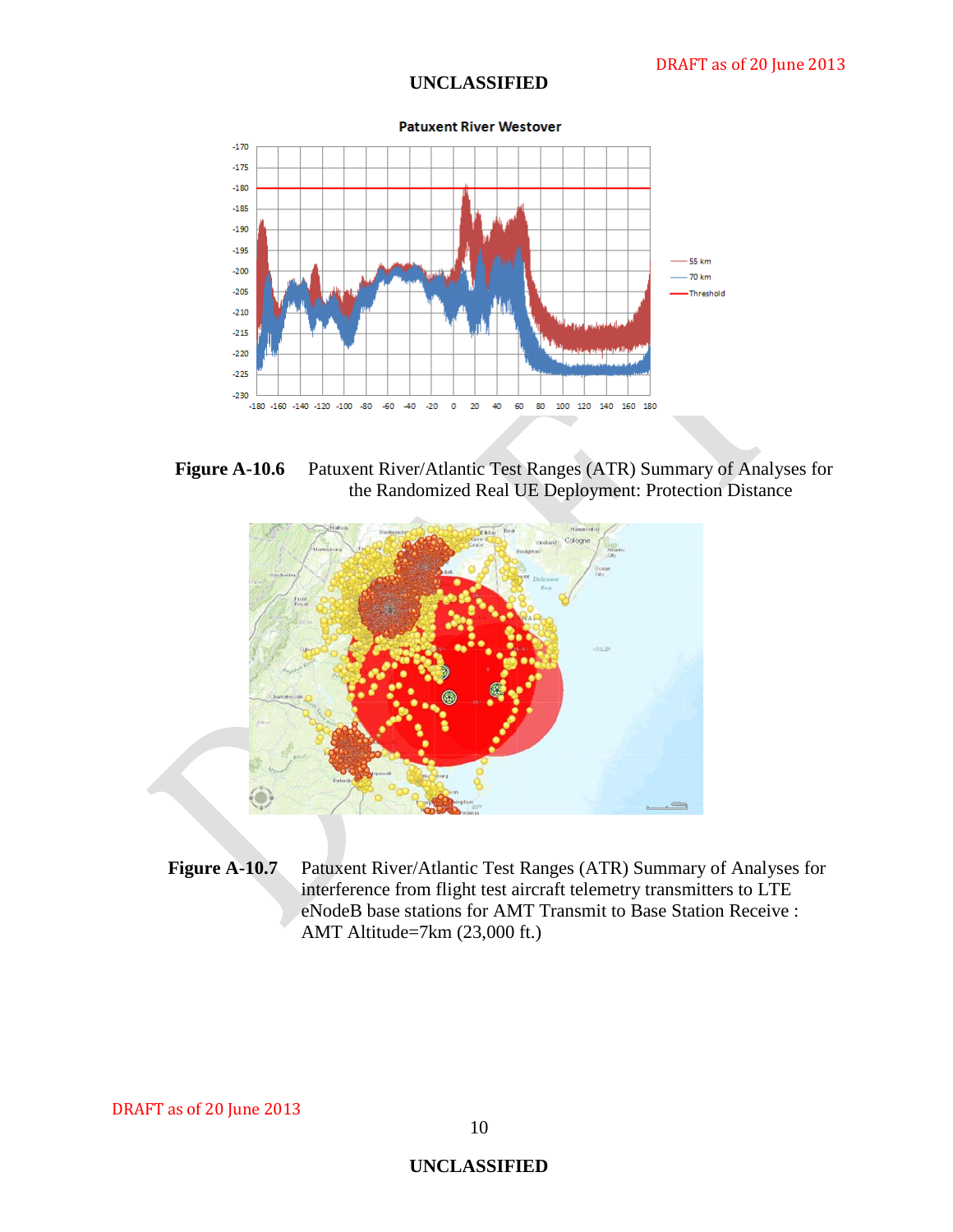**Figure A-10.6** Patuxent River/Atlantic Test Ranges (ATR) Summary of Analyses for the Randomized Real UE Deployment: Protection Distance

**Figure A-10.7** Patuxent River/Atlantic Test Ranges (ATR) Summary of Analyses for interference from flight test aircraft telemetry transmitters to LTE eNodeB base stations for AMT Transmit to Base Station Receive : AMT Altitude=7km (23,000 ft.)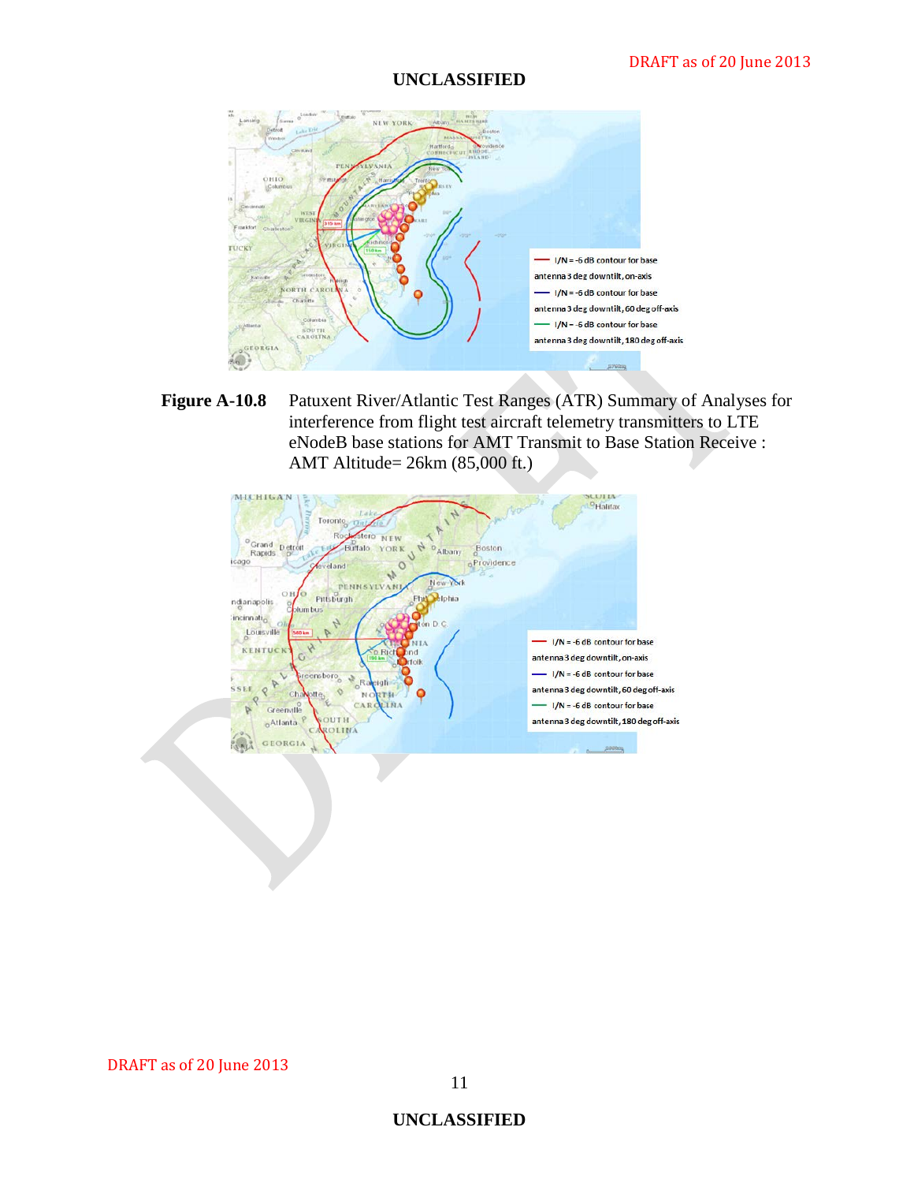I/N = -6 dB contour for base antenna 3 deg downtilt, on-axis

I/N = -6 dB contour for base antenna 3 deg downtilt, 60 deg off-axis

I/N = -6 dB contour for base antenna 3 deg downtilt, 180 deg off-axis

**Figure A-10.8** Patuxent River/Atlantic Test Ranges (ATR) Summary of Analyses for interference from flight test aircraft telemetry transmitters to LTE eNodeB base stations for AMT Transmit to Base Station Receive : AMT Altitude= 26km (85,000 ft.)

I/N = -6 dB contour for base antenna 3 deg downtilt, on-axis

I/N = -6 dB contour for base antenna 3 deg downtilt, 60 deg off-axis

I/N = -6 dB contour for base antenna 3 deg downtilt, 180 deg off-axis